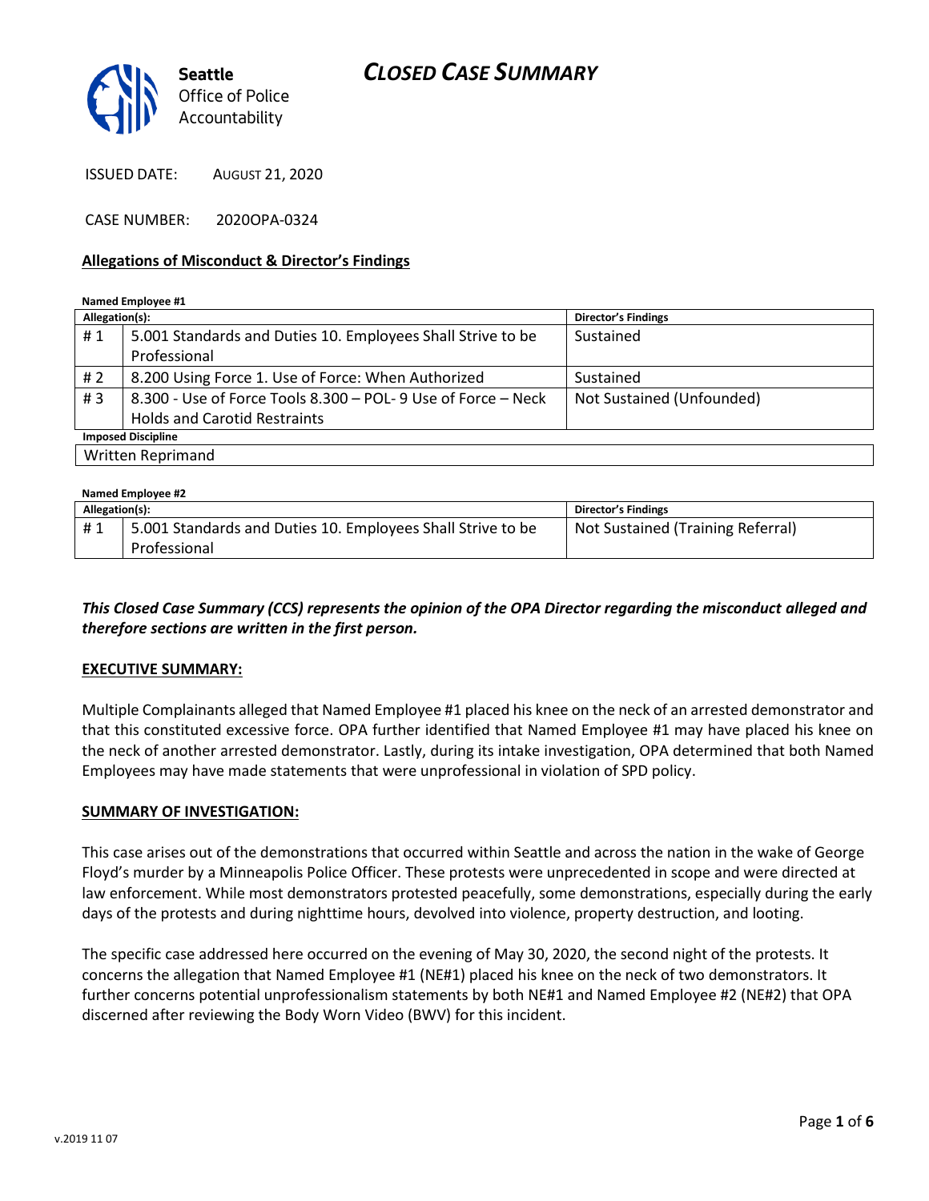**Seattle** Office of Police Accountability

# CLOSED CASE SUMMARY

ISSUED DATE: AUGUST 21, 2020

CASE NUMBER: 2020OPA-0324

## Allegations of Misconduct & Director's Findings

**Named Employee #1**

| Allegation(s): | | Director's Findings |
|---|---|---|
| # 1 | 5.001 Standards and Duties 10. Employees Shall Strive to be Professional | Sustained |
| # 2 | 8.200 Using Force 1. Use of Force: When Authorized | Sustained |
| # 3 | 8.300 - Use of Force Tools 8.300 – POL- 9 Use of Force – Neck Holds and Carotid Restraints | Not Sustained (Unfounded) |
| **Imposed Discipline** | | |
| Written Reprimand | | |

**Named Employee #2**

| Allegation(s): | | Director's Findings |
|---|---|---|
| # 1 | 5.001 Standards and Duties 10. Employees Shall Strive to be Professional | Not Sustained (Training Referral) |

***This Closed Case Summary (CCS) represents the opinion of the OPA Director regarding the misconduct alleged and therefore sections are written in the first person.***

## EXECUTIVE SUMMARY:

Multiple Complainants alleged that Named Employee #1 placed his knee on the neck of an arrested demonstrator and that this constituted excessive force. OPA further identified that Named Employee #1 may have placed his knee on the neck of another arrested demonstrator. Lastly, during its intake investigation, OPA determined that both Named Employees may have made statements that were unprofessional in violation of SPD policy.

## SUMMARY OF INVESTIGATION:

This case arises out of the demonstrations that occurred within Seattle and across the nation in the wake of George Floyd's murder by a Minneapolis Police Officer. These protests were unprecedented in scope and were directed at law enforcement. While most demonstrators protested peacefully, some demonstrations, especially during the early days of the protests and during nighttime hours, devolved into violence, property destruction, and looting.

The specific case addressed here occurred on the evening of May 30, 2020, the second night of the protests. It concerns the allegation that Named Employee #1 (NE#1) placed his knee on the neck of two demonstrators. It further concerns potential unprofessionalism statements by both NE#1 and Named Employee #2 (NE#2) that OPA discerned after reviewing the Body Worn Video (BWV) for this incident.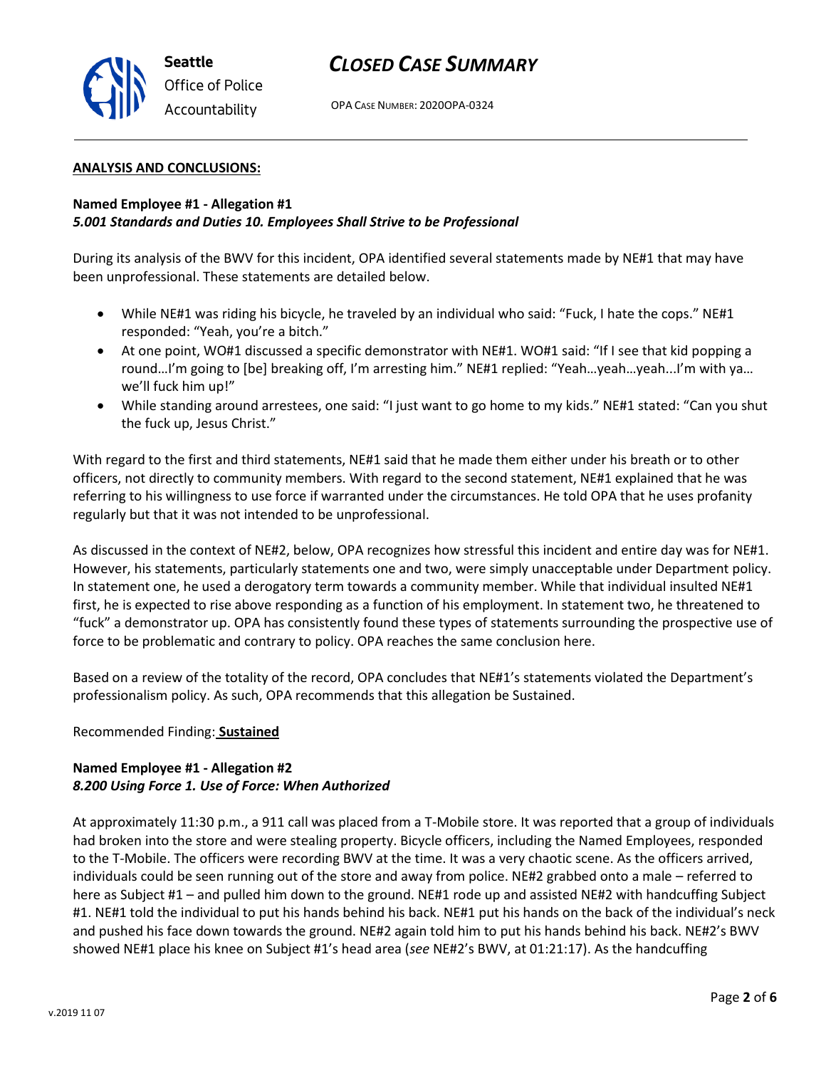**ANALYSIS AND CONCLUSIONS:**

**Named Employee #1 - Allegation #1**
***5.001 Standards and Duties 10. Employees Shall Strive to be Professional***

During its analysis of the BWV for this incident, OPA identified several statements made by NE#1 that may have been unprofessional. These statements are detailed below.

- While NE#1 was riding his bicycle, he traveled by an individual who said: "Fuck, I hate the cops." NE#1 responded: "Yeah, you're a bitch."
- At one point, WO#1 discussed a specific demonstrator with NE#1. WO#1 said: "If I see that kid popping a round…I'm going to [be] breaking off, I'm arresting him." NE#1 replied: "Yeah…yeah…yeah...I'm with ya… we'll fuck him up!"
- While standing around arrestees, one said: "I just want to go home to my kids." NE#1 stated: "Can you shut the fuck up, Jesus Christ."

With regard to the first and third statements, NE#1 said that he made them either under his breath or to other officers, not directly to community members. With regard to the second statement, NE#1 explained that he was referring to his willingness to use force if warranted under the circumstances. He told OPA that he uses profanity regularly but that it was not intended to be unprofessional.

As discussed in the context of NE#2, below, OPA recognizes how stressful this incident and entire day was for NE#1. However, his statements, particularly statements one and two, were simply unacceptable under Department policy. In statement one, he used a derogatory term towards a community member. While that individual insulted NE#1 first, he is expected to rise above responding as a function of his employment. In statement two, he threatened to "fuck" a demonstrator up. OPA has consistently found these types of statements surrounding the prospective use of force to be problematic and contrary to policy. OPA reaches the same conclusion here.

Based on a review of the totality of the record, OPA concludes that NE#1's statements violated the Department's professionalism policy. As such, OPA recommends that this allegation be Sustained.

Recommended Finding: **Sustained**

**Named Employee #1 - Allegation #2**
***8.200 Using Force 1. Use of Force: When Authorized***

At approximately 11:30 p.m., a 911 call was placed from a T-Mobile store. It was reported that a group of individuals had broken into the store and were stealing property. Bicycle officers, including the Named Employees, responded to the T-Mobile. The officers were recording BWV at the time. It was a very chaotic scene. As the officers arrived, individuals could be seen running out of the store and away from police. NE#2 grabbed onto a male – referred to here as Subject #1 – and pulled him down to the ground. NE#1 rode up and assisted NE#2 with handcuffing Subject #1. NE#1 told the individual to put his hands behind his back. NE#1 put his hands on the back of the individual's neck and pushed his face down towards the ground. NE#2 again told him to put his hands behind his back. NE#2's BWV showed NE#1 place his knee on Subject #1's head area (*see* NE#2's BWV, at 01:21:17). As the handcuffing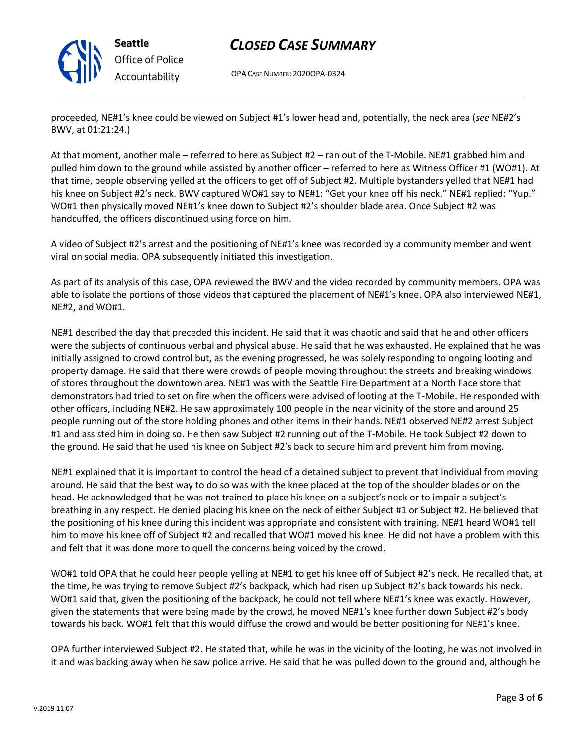proceeded, NE#1's knee could be viewed on Subject #1's lower head and, potentially, the neck area (*see* NE#2's BWV, at 01:21:24.)

At that moment, another male – referred to here as Subject #2 – ran out of the T-Mobile. NE#1 grabbed him and pulled him down to the ground while assisted by another officer – referred to here as Witness Officer #1 (WO#1). At that time, people observing yelled at the officers to get off of Subject #2. Multiple bystanders yelled that NE#1 had his knee on Subject #2's neck. BWV captured WO#1 say to NE#1: "Get your knee off his neck." NE#1 replied: "Yup." WO#1 then physically moved NE#1's knee down to Subject #2's shoulder blade area. Once Subject #2 was handcuffed, the officers discontinued using force on him.

A video of Subject #2's arrest and the positioning of NE#1's knee was recorded by a community member and went viral on social media. OPA subsequently initiated this investigation.

As part of its analysis of this case, OPA reviewed the BWV and the video recorded by community members. OPA was able to isolate the portions of those videos that captured the placement of NE#1's knee. OPA also interviewed NE#1, NE#2, and WO#1.

NE#1 described the day that preceded this incident. He said that it was chaotic and said that he and other officers were the subjects of continuous verbal and physical abuse. He said that he was exhausted. He explained that he was initially assigned to crowd control but, as the evening progressed, he was solely responding to ongoing looting and property damage. He said that there were crowds of people moving throughout the streets and breaking windows of stores throughout the downtown area. NE#1 was with the Seattle Fire Department at a North Face store that demonstrators had tried to set on fire when the officers were advised of looting at the T-Mobile. He responded with other officers, including NE#2. He saw approximately 100 people in the near vicinity of the store and around 25 people running out of the store holding phones and other items in their hands. NE#1 observed NE#2 arrest Subject #1 and assisted him in doing so. He then saw Subject #2 running out of the T-Mobile. He took Subject #2 down to the ground. He said that he used his knee on Subject #2's back to secure him and prevent him from moving.

NE#1 explained that it is important to control the head of a detained subject to prevent that individual from moving around. He said that the best way to do so was with the knee placed at the top of the shoulder blades or on the head. He acknowledged that he was not trained to place his knee on a subject's neck or to impair a subject's breathing in any respect. He denied placing his knee on the neck of either Subject #1 or Subject #2. He believed that the positioning of his knee during this incident was appropriate and consistent with training. NE#1 heard WO#1 tell him to move his knee off of Subject #2 and recalled that WO#1 moved his knee. He did not have a problem with this and felt that it was done more to quell the concerns being voiced by the crowd.

WO#1 told OPA that he could hear people yelling at NE#1 to get his knee off of Subject #2's neck. He recalled that, at the time, he was trying to remove Subject #2's backpack, which had risen up Subject #2's back towards his neck. WO#1 said that, given the positioning of the backpack, he could not tell where NE#1's knee was exactly. However, given the statements that were being made by the crowd, he moved NE#1's knee further down Subject #2's body towards his back. WO#1 felt that this would diffuse the crowd and would be better positioning for NE#1's knee.

OPA further interviewed Subject #2. He stated that, while he was in the vicinity of the looting, he was not involved in it and was backing away when he saw police arrive. He said that he was pulled down to the ground and, although he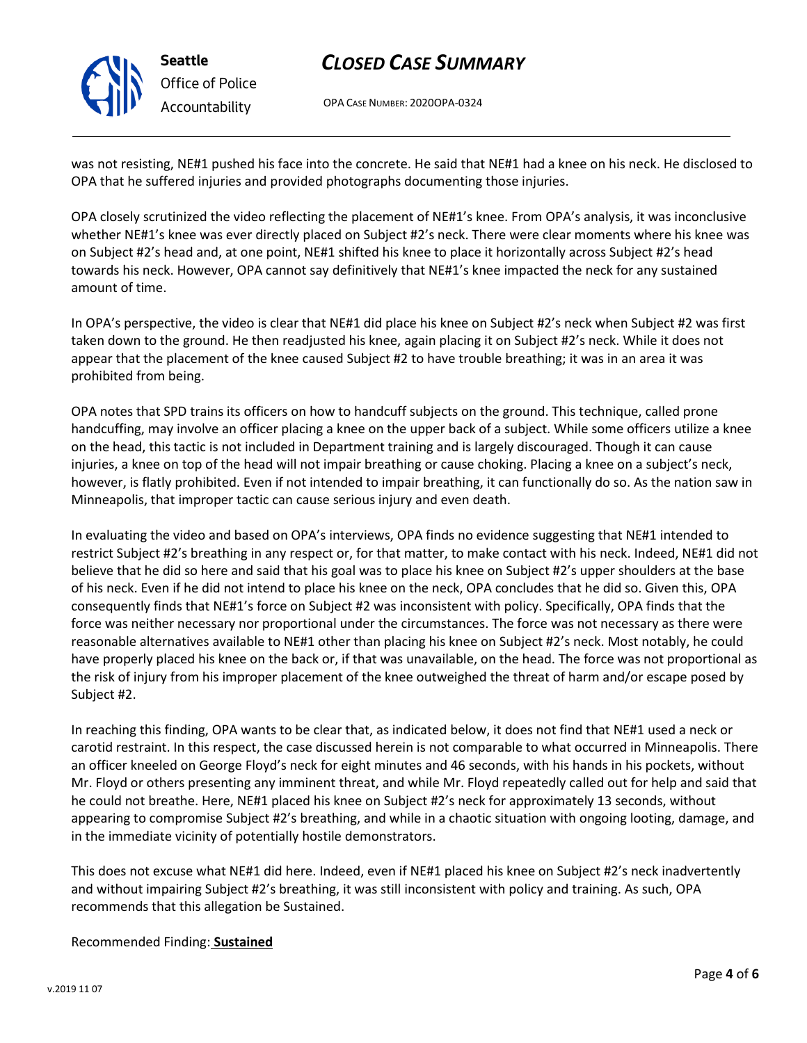was not resisting, NE#1 pushed his face into the concrete. He said that NE#1 had a knee on his neck. He disclosed to OPA that he suffered injuries and provided photographs documenting those injuries.

OPA closely scrutinized the video reflecting the placement of NE#1's knee. From OPA's analysis, it was inconclusive whether NE#1's knee was ever directly placed on Subject #2's neck. There were clear moments where his knee was on Subject #2's head and, at one point, NE#1 shifted his knee to place it horizontally across Subject #2's head towards his neck. However, OPA cannot say definitively that NE#1's knee impacted the neck for any sustained amount of time.

In OPA's perspective, the video is clear that NE#1 did place his knee on Subject #2's neck when Subject #2 was first taken down to the ground. He then readjusted his knee, again placing it on Subject #2's neck. While it does not appear that the placement of the knee caused Subject #2 to have trouble breathing; it was in an area it was prohibited from being.

OPA notes that SPD trains its officers on how to handcuff subjects on the ground. This technique, called prone handcuffing, may involve an officer placing a knee on the upper back of a subject. While some officers utilize a knee on the head, this tactic is not included in Department training and is largely discouraged. Though it can cause injuries, a knee on top of the head will not impair breathing or cause choking. Placing a knee on a subject's neck, however, is flatly prohibited. Even if not intended to impair breathing, it can functionally do so. As the nation saw in Minneapolis, that improper tactic can cause serious injury and even death.

In evaluating the video and based on OPA's interviews, OPA finds no evidence suggesting that NE#1 intended to restrict Subject #2's breathing in any respect or, for that matter, to make contact with his neck. Indeed, NE#1 did not believe that he did so here and said that his goal was to place his knee on Subject #2's upper shoulders at the base of his neck. Even if he did not intend to place his knee on the neck, OPA concludes that he did so. Given this, OPA consequently finds that NE#1's force on Subject #2 was inconsistent with policy. Specifically, OPA finds that the force was neither necessary nor proportional under the circumstances. The force was not necessary as there were reasonable alternatives available to NE#1 other than placing his knee on Subject #2's neck. Most notably, he could have properly placed his knee on the back or, if that was unavailable, on the head. The force was not proportional as the risk of injury from his improper placement of the knee outweighed the threat of harm and/or escape posed by Subject #2.

In reaching this finding, OPA wants to be clear that, as indicated below, it does not find that NE#1 used a neck or carotid restraint. In this respect, the case discussed herein is not comparable to what occurred in Minneapolis. There an officer kneeled on George Floyd's neck for eight minutes and 46 seconds, with his hands in his pockets, without Mr. Floyd or others presenting any imminent threat, and while Mr. Floyd repeatedly called out for help and said that he could not breathe. Here, NE#1 placed his knee on Subject #2's neck for approximately 13 seconds, without appearing to compromise Subject #2's breathing, and while in a chaotic situation with ongoing looting, damage, and in the immediate vicinity of potentially hostile demonstrators.

This does not excuse what NE#1 did here. Indeed, even if NE#1 placed his knee on Subject #2's neck inadvertently and without impairing Subject #2's breathing, it was still inconsistent with policy and training. As such, OPA recommends that this allegation be Sustained.

Recommended Finding: **Sustained**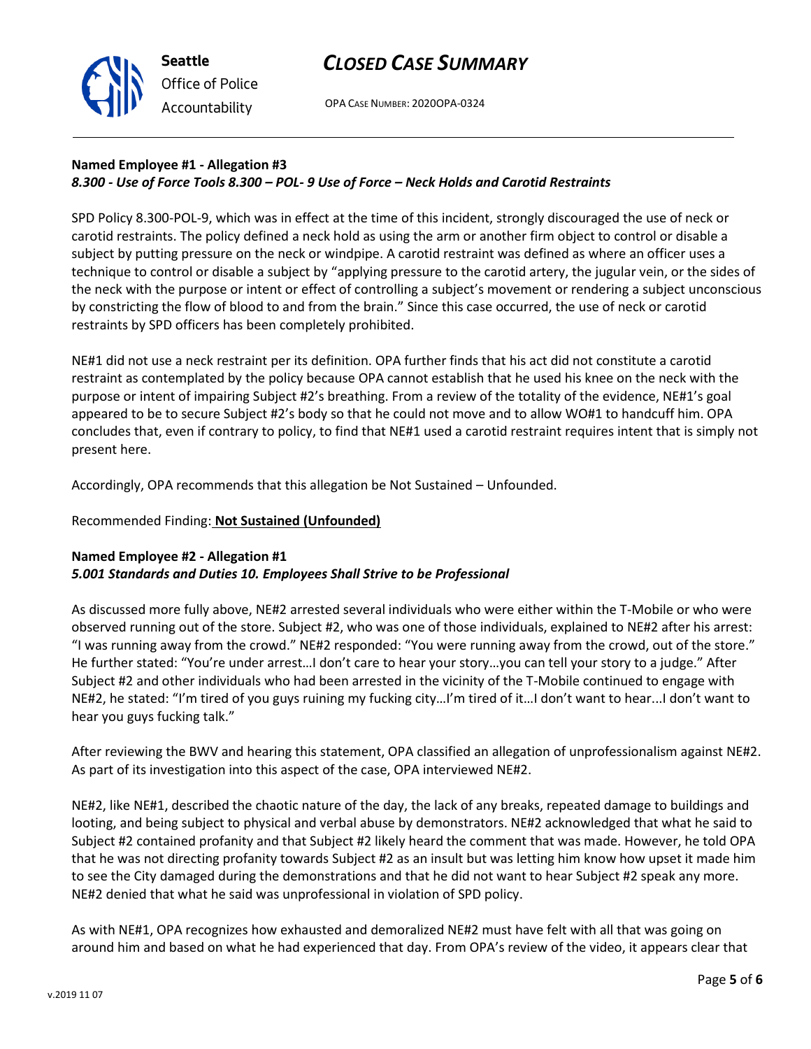**Named Employee #1 - Allegation #3**
***8.300 - Use of Force Tools 8.300 – POL- 9 Use of Force – Neck Holds and Carotid Restraints***

SPD Policy 8.300-POL-9, which was in effect at the time of this incident, strongly discouraged the use of neck or carotid restraints. The policy defined a neck hold as using the arm or another firm object to control or disable a subject by putting pressure on the neck or windpipe. A carotid restraint was defined as where an officer uses a technique to control or disable a subject by "applying pressure to the carotid artery, the jugular vein, or the sides of the neck with the purpose or intent or effect of controlling a subject's movement or rendering a subject unconscious by constricting the flow of blood to and from the brain." Since this case occurred, the use of neck or carotid restraints by SPD officers has been completely prohibited.

NE#1 did not use a neck restraint per its definition. OPA further finds that his act did not constitute a carotid restraint as contemplated by the policy because OPA cannot establish that he used his knee on the neck with the purpose or intent of impairing Subject #2's breathing. From a review of the totality of the evidence, NE#1's goal appeared to be to secure Subject #2's body so that he could not move and to allow WO#1 to handcuff him. OPA concludes that, even if contrary to policy, to find that NE#1 used a carotid restraint requires intent that is simply not present here.

Accordingly, OPA recommends that this allegation be Not Sustained – Unfounded.

Recommended Finding: **Not Sustained (Unfounded)**

**Named Employee #2 - Allegation #1**
***5.001 Standards and Duties 10. Employees Shall Strive to be Professional***

As discussed more fully above, NE#2 arrested several individuals who were either within the T-Mobile or who were observed running out of the store. Subject #2, who was one of those individuals, explained to NE#2 after his arrest: "I was running away from the crowd." NE#2 responded: "You were running away from the crowd, out of the store." He further stated: "You're under arrest…I don't care to hear your story…you can tell your story to a judge." After Subject #2 and other individuals who had been arrested in the vicinity of the T-Mobile continued to engage with NE#2, he stated: "I'm tired of you guys ruining my fucking city…I'm tired of it…I don't want to hear...I don't want to hear you guys fucking talk."

After reviewing the BWV and hearing this statement, OPA classified an allegation of unprofessionalism against NE#2. As part of its investigation into this aspect of the case, OPA interviewed NE#2.

NE#2, like NE#1, described the chaotic nature of the day, the lack of any breaks, repeated damage to buildings and looting, and being subject to physical and verbal abuse by demonstrators. NE#2 acknowledged that what he said to Subject #2 contained profanity and that Subject #2 likely heard the comment that was made. However, he told OPA that he was not directing profanity towards Subject #2 as an insult but was letting him know how upset it made him to see the City damaged during the demonstrations and that he did not want to hear Subject #2 speak any more. NE#2 denied that what he said was unprofessional in violation of SPD policy.

As with NE#1, OPA recognizes how exhausted and demoralized NE#2 must have felt with all that was going on around him and based on what he had experienced that day. From OPA's review of the video, it appears clear that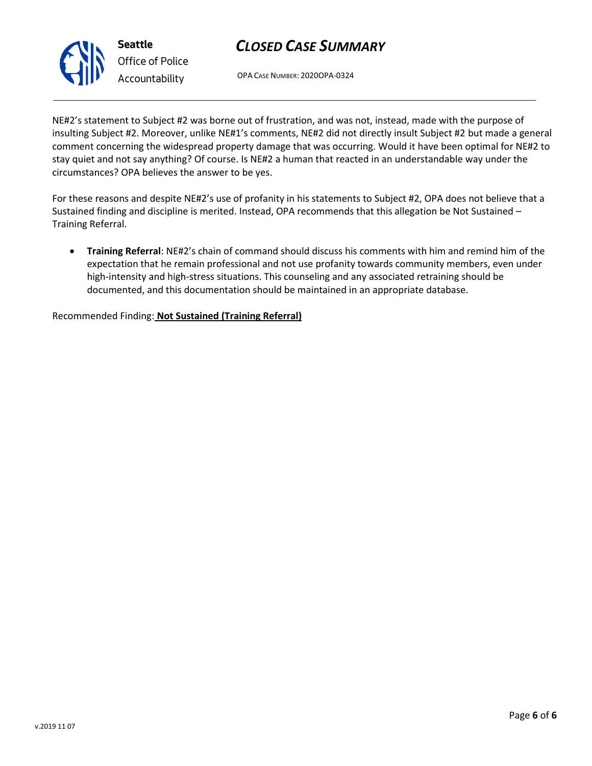NE#2's statement to Subject #2 was borne out of frustration, and was not, instead, made with the purpose of insulting Subject #2. Moreover, unlike NE#1's comments, NE#2 did not directly insult Subject #2 but made a general comment concerning the widespread property damage that was occurring. Would it have been optimal for NE#2 to stay quiet and not say anything? Of course. Is NE#2 a human that reacted in an understandable way under the circumstances? OPA believes the answer to be yes.

For these reasons and despite NE#2's use of profanity in his statements to Subject #2, OPA does not believe that a Sustained finding and discipline is merited. Instead, OPA recommends that this allegation be Not Sustained – Training Referral.

- **Training Referral**: NE#2's chain of command should discuss his comments with him and remind him of the expectation that he remain professional and not use profanity towards community members, even under high-intensity and high-stress situations. This counseling and any associated retraining should be documented, and this documentation should be maintained in an appropriate database.

Recommended Finding: **Not Sustained (Training Referral)**